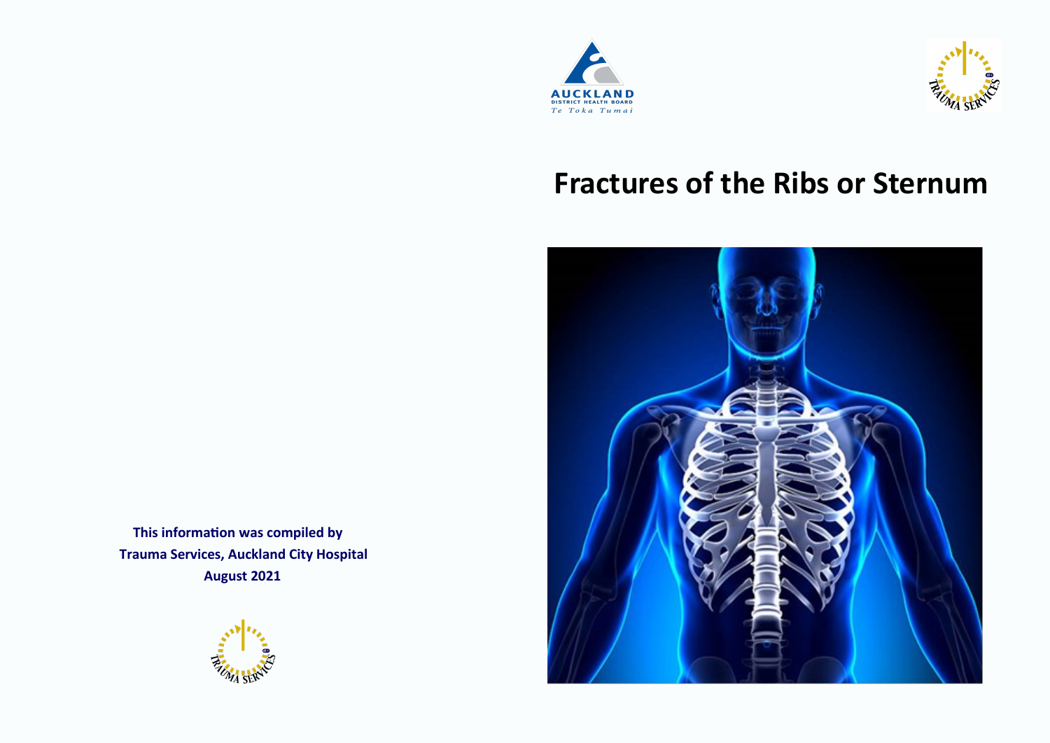AUCKLAND
DISTRICT HEALTH BOARD
Te Toka Tumai

# Fractures of the Ribs or Sternum

**This information was compiled by**
**Trauma Services, Auckland City Hospital**
**August 2021**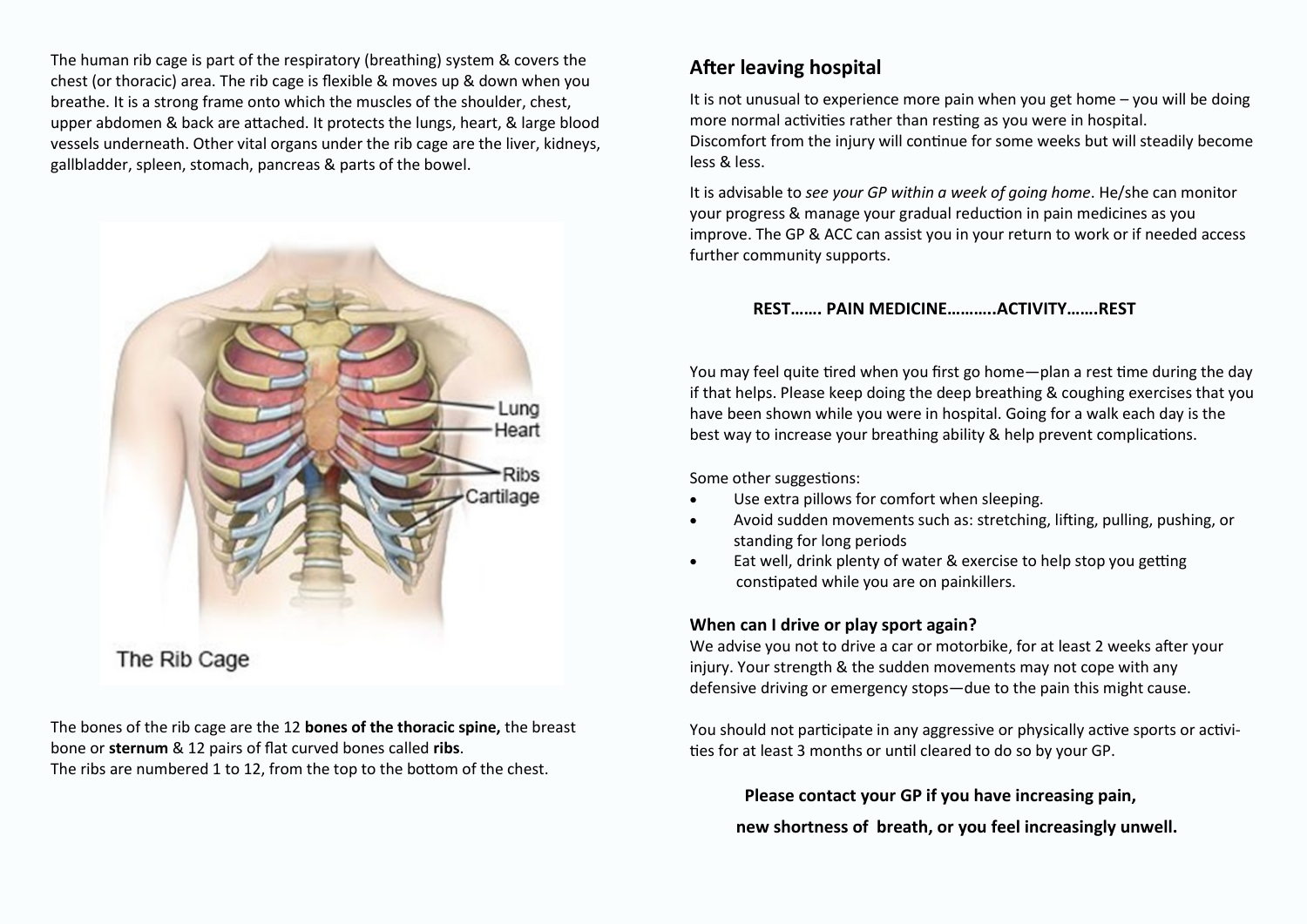The human rib cage is part of the respiratory (breathing) system & covers the chest (or thoracic) area. The rib cage is flexible & moves up & down when you breathe. It is a strong frame onto which the muscles of the shoulder, chest, upper abdomen & back are attached. It protects the lungs, heart, & large blood vessels underneath. Other vital organs under the rib cage are the liver, kidneys, gallbladder, spleen, stomach, pancreas & parts of the bowel.

The bones of the rib cage are the 12 **bones of the thoracic spine,** the breast bone or **sternum** & 12 pairs of flat curved bones called **ribs**.
The ribs are numbered 1 to 12, from the top to the bottom of the chest.

## After leaving hospital

It is not unusual to experience more pain when you get home – you will be doing more normal activities rather than resting as you were in hospital.
Discomfort from the injury will continue for some weeks but will steadily become less & less.

It is advisable to *see your GP within a week of going home*. He/she can monitor your progress & manage your gradual reduction in pain medicines as you improve. The GP & ACC can assist you in your return to work or if needed access further community supports.

**REST……. PAIN MEDICINE………..ACTIVITY…….REST**

You may feel quite tired when you first go home—plan a rest time during the day if that helps. Please keep doing the deep breathing & coughing exercises that you have been shown while you were in hospital. Going for a walk each day is the best way to increase your breathing ability & help prevent complications.

Some other suggestions:

- Use extra pillows for comfort when sleeping.
- Avoid sudden movements such as: stretching, lifting, pulling, pushing, or standing for long periods
- Eat well, drink plenty of water & exercise to help stop you getting constipated while you are on painkillers.

### When can I drive or play sport again?

We advise you not to drive a car or motorbike, for at least 2 weeks after your injury. Your strength & the sudden movements may not cope with any defensive driving or emergency stops—due to the pain this might cause.

You should not participate in any aggressive or physically active sports or activities for at least 3 months or until cleared to do so by your GP.

**Please contact your GP if you have increasing pain, new shortness of breath, or you feel increasingly unwell.**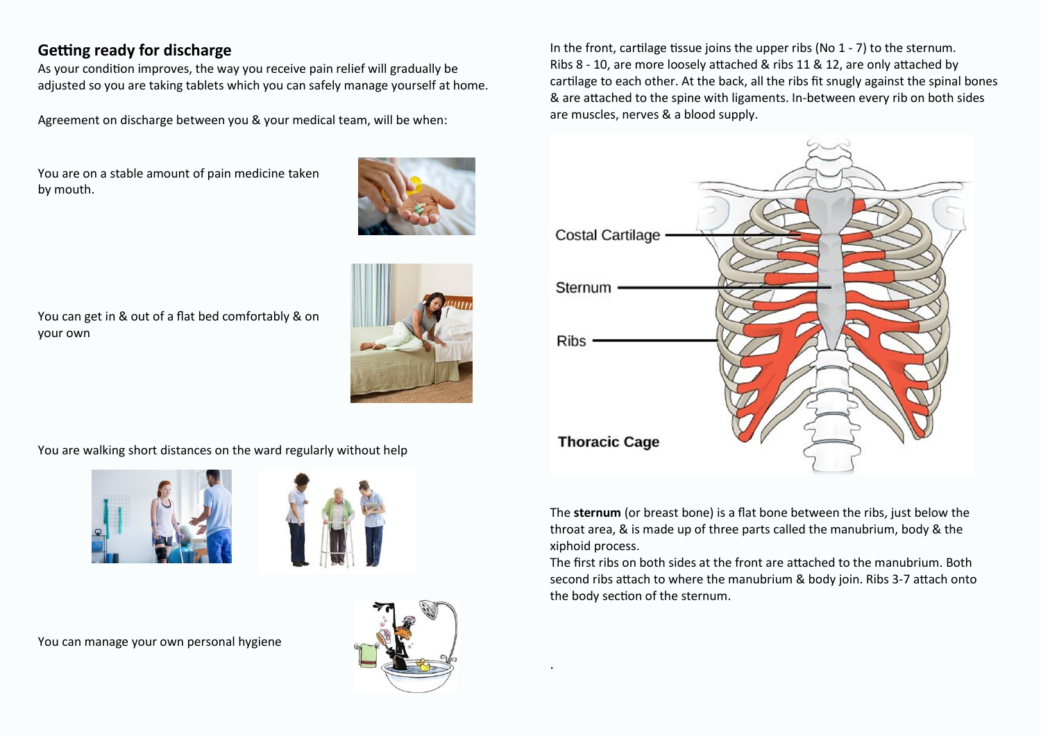## Getting ready for discharge

As your condition improves, the way you receive pain relief will gradually be adjusted so you are taking tablets which you can safely manage yourself at home.

Agreement on discharge between you & your medical team, will be when:

You are on a stable amount of pain medicine taken by mouth.

You can get in & out of a flat bed comfortably & on your own

You are walking short distances on the ward regularly without help

You can manage your own personal hygiene

In the front, cartilage tissue joins the upper ribs (No 1 - 7) to the sternum. Ribs 8 - 10, are more loosely attached & ribs 11 & 12, are only attached by cartilage to each other. At the back, all the ribs fit snugly against the spinal bones & are attached to the spine with ligaments. In-between every rib on both sides are muscles, nerves & a blood supply.

Costal Cartilage

Sternum

Ribs

**Thoracic Cage**

The **sternum** (or breast bone) is a flat bone between the ribs, just below the throat area, & is made up of three parts called the manubrium, body & the xiphoid process.

The first ribs on both sides at the front are attached to the manubrium. Both second ribs attach to where the manubrium & body join. Ribs 3-7 attach onto the body section of the sternum.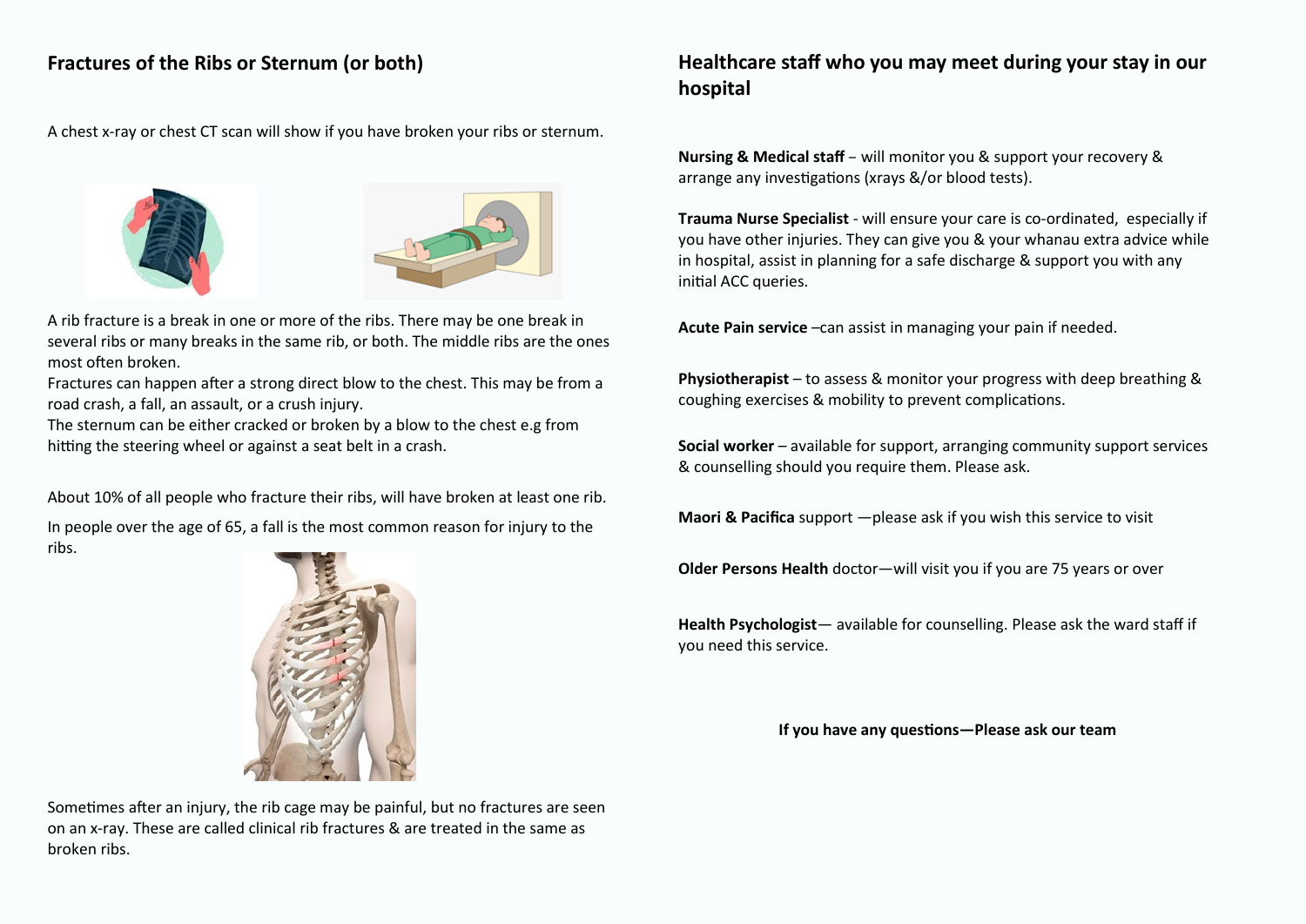## Fractures of the Ribs or Sternum (or both)

A chest x-ray or chest CT scan will show if you have broken your ribs or sternum.

A rib fracture is a break in one or more of the ribs. There may be one break in several ribs or many breaks in the same rib, or both. The middle ribs are the ones most often broken.

Fractures can happen after a strong direct blow to the chest. This may be from a road crash, a fall, an assault, or a crush injury.

The sternum can be either cracked or broken by a blow to the chest e.g from hitting the steering wheel or against a seat belt in a crash.

About 10% of all people who fracture their ribs, will have broken at least one rib.

In people over the age of 65, a fall is the most common reason for injury to the ribs.

Sometimes after an injury, the rib cage may be painful, but no fractures are seen on an x-ray. These are called clinical rib fractures & are treated in the same as broken ribs.

## Healthcare staff who you may meet during your stay in our hospital

**Nursing & Medical staff** – will monitor you & support your recovery & arrange any investigations (xrays &/or blood tests).

**Trauma Nurse Specialist** - will ensure your care is co-ordinated, especially if you have other injuries. They can give you & your whanau extra advice while in hospital, assist in planning for a safe discharge & support you with any initial ACC queries.

**Acute Pain service** –can assist in managing your pain if needed.

**Physiotherapist** – to assess & monitor your progress with deep breathing & coughing exercises & mobility to prevent complications.

**Social worker** – available for support, arranging community support services & counselling should you require them. Please ask.

**Maori & Pacifica** support —please ask if you wish this service to visit

**Older Persons Health** doctor—will visit you if you are 75 years or over

**Health Psychologist**— available for counselling. Please ask the ward staff if you need this service.

**If you have any questions—Please ask our team**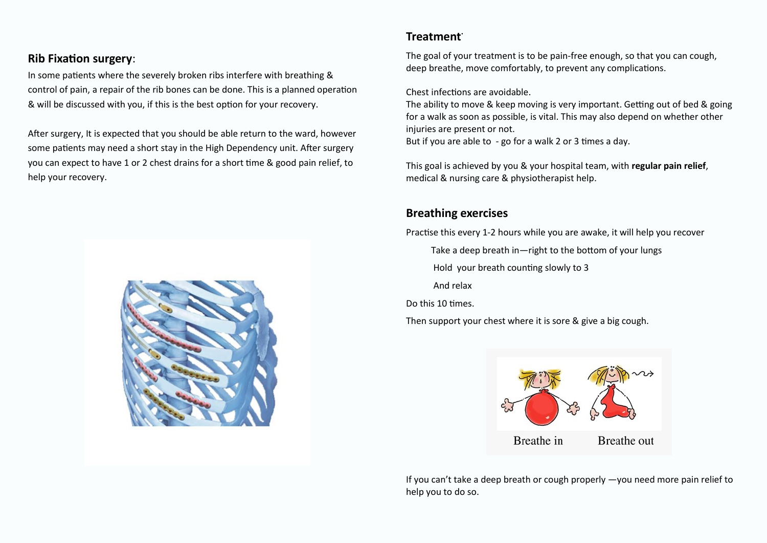## Rib Fixation surgery:

In some patients where the severely broken ribs interfere with breathing & control of pain, a repair of the rib bones can be done. This is a planned operation & will be discussed with you, if this is the best option for your recovery.

After surgery, It is expected that you should be able return to the ward, however some patients may need a short stay in the High Dependency unit. After surgery you can expect to have 1 or 2 chest drains for a short time & good pain relief, to help your recovery.

## Treatment

The goal of your treatment is to be pain-free enough, so that you can cough, deep breathe, move comfortably, to prevent any complications.

Chest infections are avoidable.

The ability to move & keep moving is very important. Getting out of bed & going for a walk as soon as possible, is vital. This may also depend on whether other injuries are present or not.

But if you are able to - go for a walk 2 or 3 times a day.

This goal is achieved by you & your hospital team, with **regular pain relief**, medical & nursing care & physiotherapist help.

## Breathing exercises

Practise this every 1-2 hours while you are awake, it will help you recover

Take a deep breath in—right to the bottom of your lungs

Hold your breath counting slowly to 3

And relax

Do this 10 times.

Then support your chest where it is sore & give a big cough.

Breathe in Breathe out

If you can't take a deep breath or cough properly —you need more pain relief to help you to do so.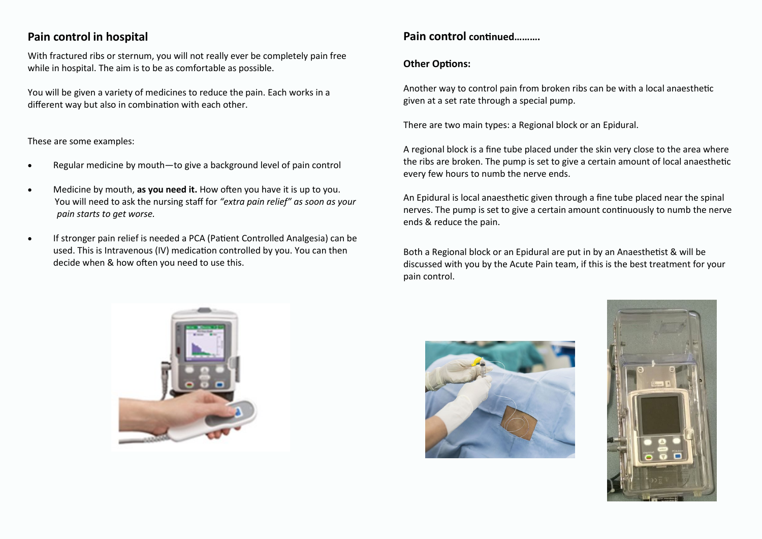## Pain control in hospital

With fractured ribs or sternum, you will not really ever be completely pain free while in hospital. The aim is to be as comfortable as possible.

You will be given a variety of medicines to reduce the pain. Each works in a different way but also in combination with each other.

These are some examples:

- Regular medicine by mouth—to give a background level of pain control
- Medicine by mouth, **as you need it.** How often you have it is up to you. You will need to ask the nursing staff for *"extra pain relief" as soon as your pain starts to get worse.*
- If stronger pain relief is needed a PCA (Patient Controlled Analgesia) can be used. This is Intravenous (IV) medication controlled by you. You can then decide when & how often you need to use this.

## Pain control continued……….

### Other Options:

Another way to control pain from broken ribs can be with a local anaesthetic given at a set rate through a special pump.

There are two main types: a Regional block or an Epidural.

A regional block is a fine tube placed under the skin very close to the area where the ribs are broken. The pump is set to give a certain amount of local anaesthetic every few hours to numb the nerve ends.

An Epidural is local anaesthetic given through a fine tube placed near the spinal nerves. The pump is set to give a certain amount continuously to numb the nerve ends & reduce the pain.

Both a Regional block or an Epidural are put in by an Anaesthetist & will be discussed with you by the Acute Pain team, if this is the best treatment for your pain control.